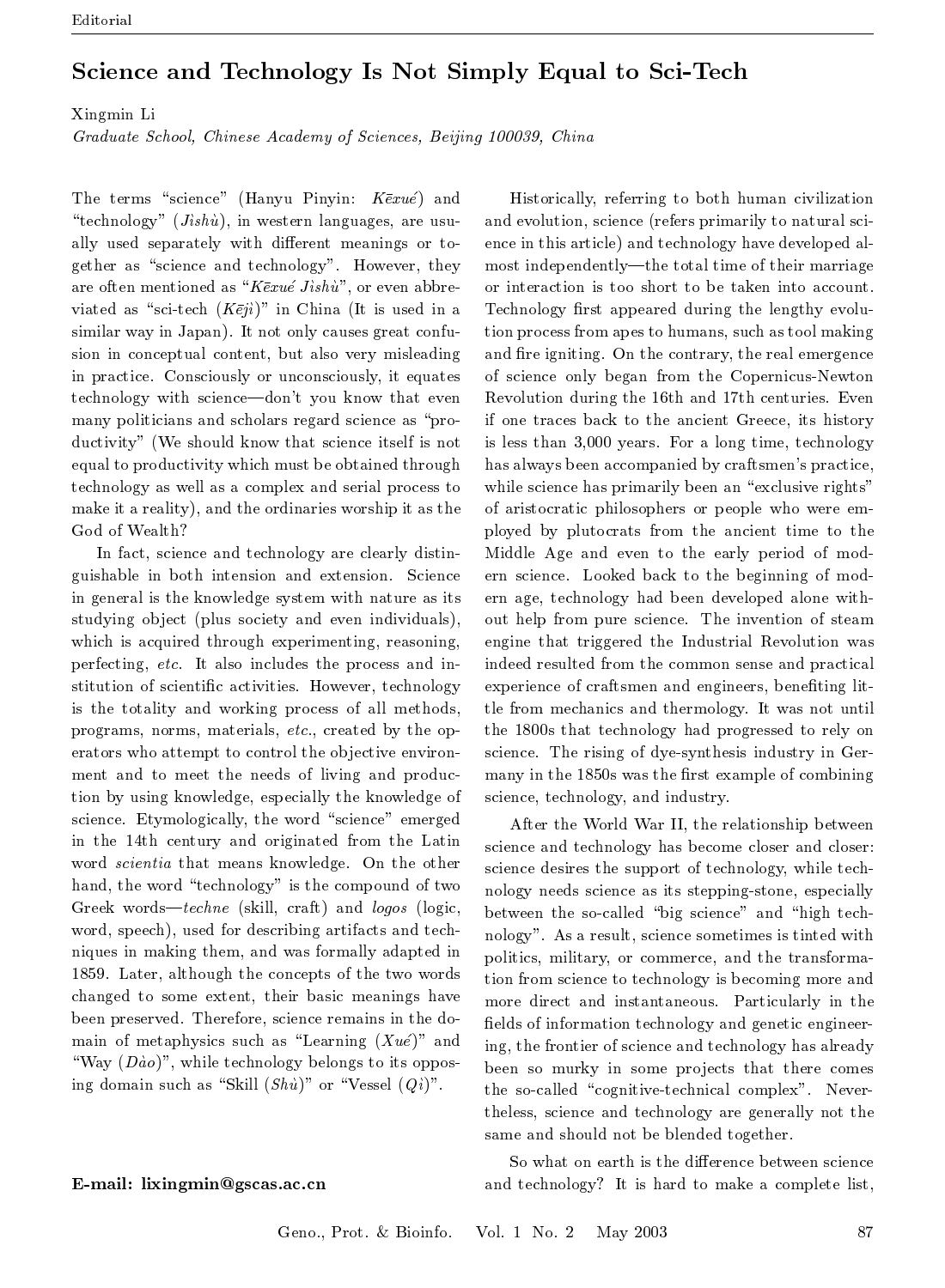Editorial

# Science and Technology Is Not Simply Equal to Sci-Tech

Xingmin Li

*Graduate School, Chinese Academy of Sciences, Beijing 100039, China*

The terms "science" (Hanyu Pinyin: *Kēxué*) and "technology" (*Jìshù*), in western languages, are usually used separately with different meanings or together as "science and technology". However, they are often mentioned as "*Kēxué Jìshù*", or even abbreviated as "sci-tech (*Kējì*)" in China (It is used in a similar way in Japan). It not only causes great confusion in conceptual content, but also very misleading in practice. Consciously or unconsciously, it equates technology with science—don't you know that even many politicians and scholars regard science as "productivity" (We should know that science itself is not equal to productivity which must be obtained through technology as well as a complex and serial process to make it a reality), and the ordinaries worship it as the God of Wealth?

In fact, science and technology are clearly distinguishable in both intension and extension. Science in general is the knowledge system with nature as its studying object (plus society and even individuals), which is acquired through experimenting, reasoning, perfecting, *etc*. It also includes the process and institution of scientific activities. However, technology is the totality and working process of all methods, programs, norms, materials, *etc*., created by the operators who attempt to control the objective environment and to meet the needs of living and production by using knowledge, especially the knowledge of science. Etymologically, the word "science" emerged in the 14th century and originated from the Latin word *scientia* that means knowledge. On the other hand, the word "technology" is the compound of two Greek words—*techne* (skill, craft) and *logos* (logic, word, speech), used for describing artifacts and techniques in making them, and was formally adapted in 1859. Later, although the concepts of the two words changed to some extent, their basic meanings have been preserved. Therefore, science remains in the domain of metaphysics such as "Learning (*Xué*)" and "Way (*Dào*)", while technology belongs to its opposing domain such as "Skill (*Shù*)" or "Vessel (*Qì*)".

**E-mail: lixingmin@gscas.ac.cn**

Historically, referring to both human civilization and evolution, science (refers primarily to natural science in this article) and technology have developed almost independently—the total time of their marriage or interaction is too short to be taken into account. Technology first appeared during the lengthy evolution process from apes to humans, such as tool making and fire igniting. On the contrary, the real emergence of science only began from the Copernicus-Newton Revolution during the 16th and 17th centuries. Even if one traces back to the ancient Greece, its history is less than 3,000 years. For a long time, technology has always been accompanied by craftsmen's practice, while science has primarily been an "exclusive rights" of aristocratic philosophers or people who were employed by plutocrats from the ancient time to the Middle Age and even to the early period of modern science. Looked back to the beginning of modern age, technology had been developed alone without help from pure science. The invention of steam engine that triggered the Industrial Revolution was indeed resulted from the common sense and practical experience of craftsmen and engineers, benefiting little from mechanics and thermology. It was not until the 1800s that technology had progressed to rely on science. The rising of dye-synthesis industry in Germany in the 1850s was the first example of combining science, technology, and industry.

After the World War II, the relationship between science and technology has become closer and closer: science desires the support of technology, while technology needs science as its stepping-stone, especially between the so-called "big science" and "high technology". As a result, science sometimes is tinted with politics, military, or commerce, and the transformation from science to technology is becoming more and more direct and instantaneous. Particularly in the fields of information technology and genetic engineering, the frontier of science and technology has already been so murky in some projects that there comes the so-called "cognitive-technical complex". Nevertheless, science and technology are generally not the same and should not be blended together.

So what on earth is the difference between science and technology? It is hard to make a complete list,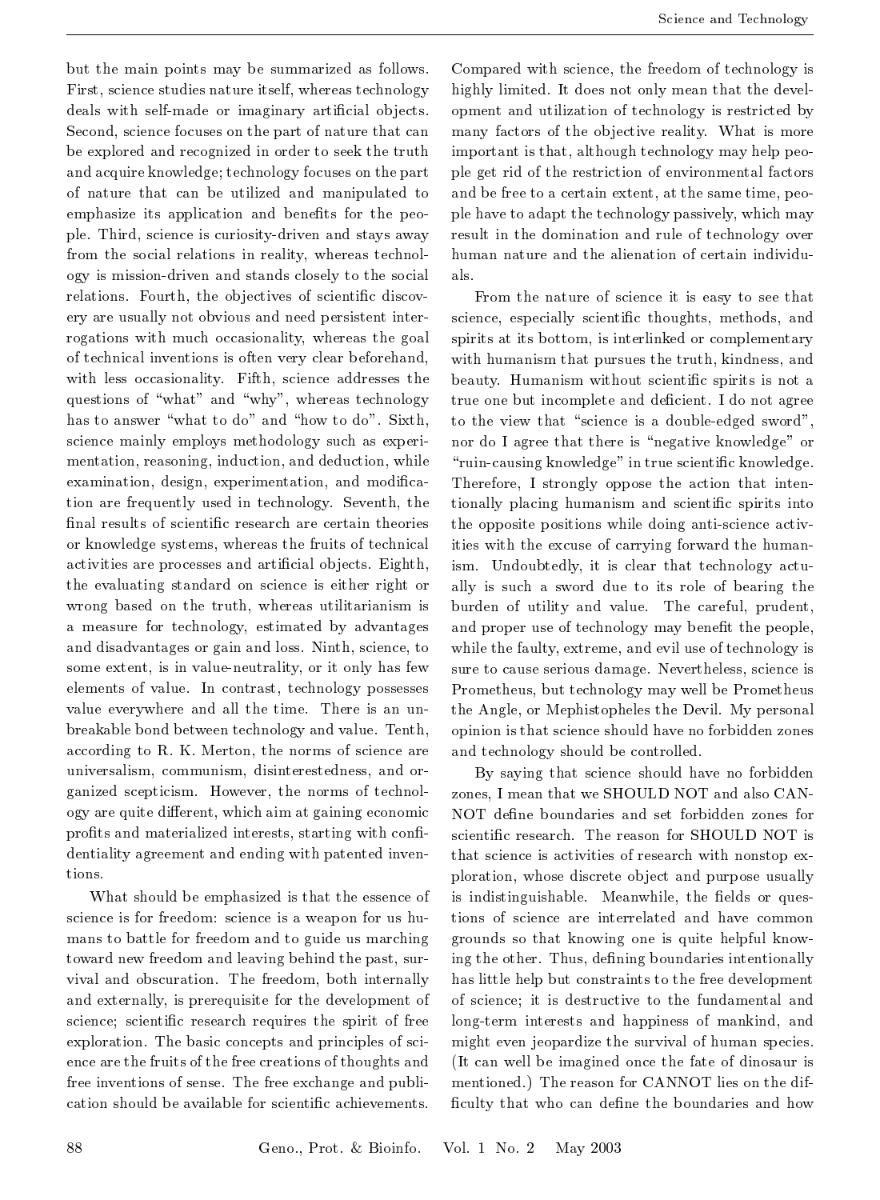but the main points may be summarized as follows. First, science studies nature itself, whereas technology deals with self-made or imaginary artificial objects. Second, science focuses on the part of nature that can be explored and recognized in order to seek the truth and acquire knowledge; technology focuses on the part of nature that can be utilized and manipulated to emphasize its application and benefits for the people. Third, science is curiosity-driven and stays away from the social relations in reality, whereas technology is mission-driven and stands closely to the social relations. Fourth, the objectives of scientific discovery are usually not obvious and need persistent interrogations with much occasionality, whereas the goal of technical inventions is often very clear beforehand, with less occasionality. Fifth, science addresses the questions of "what" and "why", whereas technology has to answer "what to do" and "how to do". Sixth, science mainly employs methodology such as experimentation, reasoning, induction, and deduction, while examination, design, experimentation, and modification are frequently used in technology. Seventh, the final results of scientific research are certain theories or knowledge systems, whereas the fruits of technical activities are processes and artificial objects. Eighth, the evaluating standard on science is either right or wrong based on the truth, whereas utilitarianism is a measure for technology, estimated by advantages and disadvantages or gain and loss. Ninth, science, to some extent, is in value-neutrality, or it only has few elements of value. In contrast, technology possesses value everywhere and all the time. There is an unbreakable bond between technology and value. Tenth, according to R. K. Merton, the norms of science are universalism, communism, disinterestedness, and organized scepticism. However, the norms of technology are quite different, which aim at gaining economic profits and materialized interests, starting with confidentiality agreement and ending with patented inventions.

What should be emphasized is that the essence of science is for freedom: science is a weapon for us humans to battle for freedom and to guide us marching toward new freedom and leaving behind the past, survival and obscuration. The freedom, both internally and externally, is prerequisite for the development of science; scientific research requires the spirit of free exploration. The basic concepts and principles of science are the fruits of the free creations of thoughts and free inventions of sense. The free exchange and publication should be available for scientific achievements. Compared with science, the freedom of technology is highly limited. It does not only mean that the development and utilization of technology is restricted by many factors of the objective reality. What is more important is that, although technology may help people get rid of the restriction of environmental factors and be free to a certain extent, at the same time, people have to adapt the technology passively, which may result in the domination and rule of technology over human nature and the alienation of certain individuals.

From the nature of science it is easy to see that science, especially scientific thoughts, methods, and spirits at its bottom, is interlinked or complementary with humanism that pursues the truth, kindness, and beauty. Humanism without scientific spirits is not a true one but incomplete and deficient. I do not agree to the view that "science is a double-edged sword", nor do I agree that there is "negative knowledge" or "ruin-causing knowledge" in true scientific knowledge. Therefore, I strongly oppose the action that intentionally placing humanism and scientific spirits into the opposite positions while doing anti-science activities with the excuse of carrying forward the humanism. Undoubtedly, it is clear that technology actually is such a sword due to its role of bearing the burden of utility and value. The careful, prudent, and proper use of technology may benefit the people, while the faulty, extreme, and evil use of technology is sure to cause serious damage. Nevertheless, science is Prometheus, but technology may well be Prometheus the Angle, or Mephistopheles the Devil. My personal opinion is that science should have no forbidden zones and technology should be controlled.

By saying that science should have no forbidden zones, I mean that we SHOULD NOT and also CANNOT define boundaries and set forbidden zones for scientific research. The reason for SHOULD NOT is that science is activities of research with nonstop exploration, whose discrete object and purpose usually is indistinguishable. Meanwhile, the fields or questions of science are interrelated and have common grounds so that knowing one is quite helpful knowing the other. Thus, defining boundaries intentionally has little help but constraints to the free development of science; it is destructive to the fundamental and long-term interests and happiness of mankind, and might even jeopardize the survival of human species. (It can well be imagined once the fate of dinosaur is mentioned.) The reason for CANNOT lies on the difficulty that who can define the boundaries and how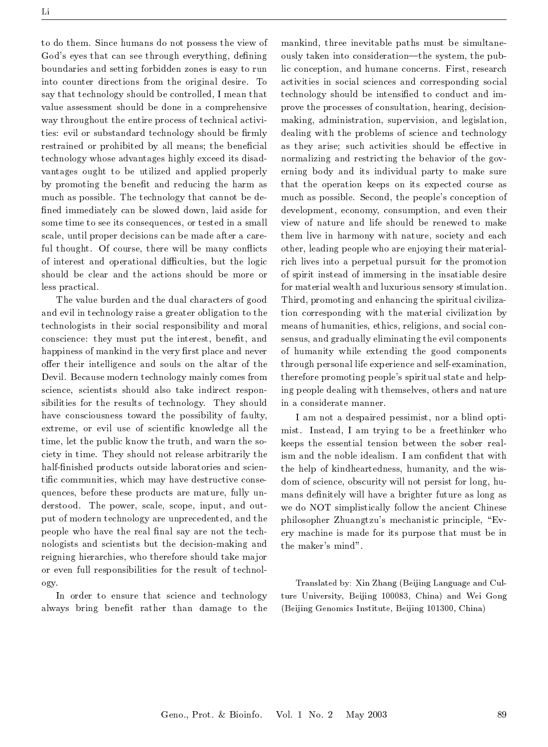to do them. Since humans do not possess the view of God's eyes that can see through everything, defining boundaries and setting forbidden zones is easy to run into counter directions from the original desire. To say that technology should be controlled, I mean that value assessment should be done in a comprehensive way throughout the entire process of technical activities: evil or substandard technology should be firmly restrained or prohibited by all means; the beneficial technology whose advantages highly exceed its disadvantages ought to be utilized and applied properly by promoting the benefit and reducing the harm as much as possible. The technology that cannot be defined immediately can be slowed down, laid aside for some time to see its consequences, or tested in a small scale, until proper decisions can be made after a careful thought. Of course, there will be many conflicts of interest and operational difficulties, but the logic should be clear and the actions should be more or less practical.

The value burden and the dual characters of good and evil in technology raise a greater obligation to the technologists in their social responsibility and moral conscience: they must put the interest, benefit, and happiness of mankind in the very first place and never offer their intelligence and souls on the altar of the Devil. Because modern technology mainly comes from science, scientists should also take indirect responsibilities for the results of technology. They should have consciousness toward the possibility of faulty, extreme, or evil use of scientific knowledge all the time, let the public know the truth, and warn the society in time. They should not release arbitrarily the half-finished products outside laboratories and scientific communities, which may have destructive consequences, before these products are mature, fully understood. The power, scale, scope, input, and output of modern technology are unprecedented, and the people who have the real final say are not the technologists and scientists but the decision-making and reigning hierarchies, who therefore should take major or even full responsibilities for the result of technology.

In order to ensure that science and technology always bring benefit rather than damage to the mankind, three inevitable paths must be simultaneously taken into consideration—the system, the public conception, and humane concerns. First, research activities in social sciences and corresponding social technology should be intensified to conduct and improve the processes of consultation, hearing, decision-making, administration, supervision, and legislation, dealing with the problems of science and technology as they arise; such activities should be effective in normalizing and restricting the behavior of the governing body and its individual party to make sure that the operation keeps on its expected course as much as possible. Second, the people's conception of development, economy, consumption, and even their view of nature and life should be renewed to make them live in harmony with nature, society and each other, leading people who are enjoying their material-rich lives into a perpetual pursuit for the promotion of spirit instead of immersing in the insatiable desire for material wealth and luxurious sensory stimulation. Third, promoting and enhancing the spiritual civilization corresponding with the material civilization by means of humanities, ethics, religions, and social consensus, and gradually eliminating the evil components of humanity while extending the good components through personal life experience and self-examination, therefore promoting people's spiritual state and helping people dealing with themselves, others and nature in a considerate manner.

I am not a despaired pessimist, nor a blind optimist. Instead, I am trying to be a freethinker who keeps the essential tension between the sober realism and the noble idealism. I am confident that with the help of kindheartedness, humanity, and the wisdom of science, obscurity will not persist for long, humans definitely will have a brighter future as long as we do NOT simplistically follow the ancient Chinese philosopher Zhuangtzu's mechanistic principle, "Every machine is made for its purpose that must be in the maker's mind".

Translated by: Xin Zhang (Beijing Language and Culture University, Beijing 100083, China) and Wei Gong (Beijing Genomics Institute, Beijing 101300, China)